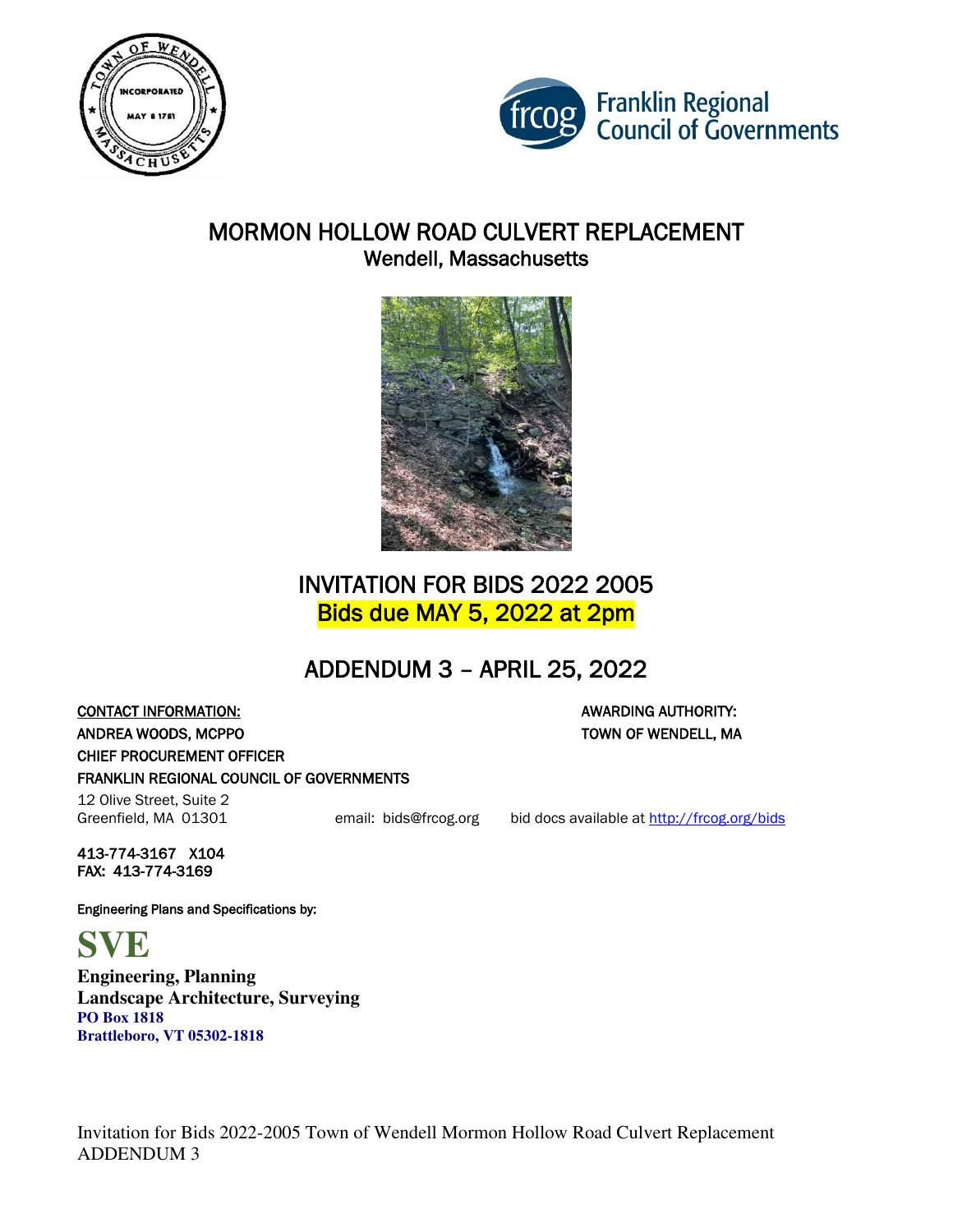# MORMON HOLLOW ROAD CULVERT REPLACEMENT

## Wendell, Massachusetts

# INVITATION FOR BIDS 2022 2005

## Bids due MAY 5, 2022 at 2pm

# ADDENDUM 3 – APRIL 25, 2022

CONTACT INFORMATION:
ANDREA WOODS, MCPPO
CHIEF PROCUREMENT OFFICER
FRANKLIN REGIONAL COUNCIL OF GOVERNMENTS
12 Olive Street, Suite 2
Greenfield, MA 01301

email: bids@frcog.org

bid docs available at http://frcog.org/bids

413-774-3167 X104
FAX: 413-774-3169

AWARDING AUTHORITY:
TOWN OF WENDELL, MA

Engineering Plans and Specifications by:

**SVE**
**Engineering, Planning**
**Landscape Architecture, Surveying**
**PO Box 1818**
**Brattleboro, VT 05302-1818**

Invitation for Bids 2022-2005 Town of Wendell Mormon Hollow Road Culvert Replacement
ADDENDUM 3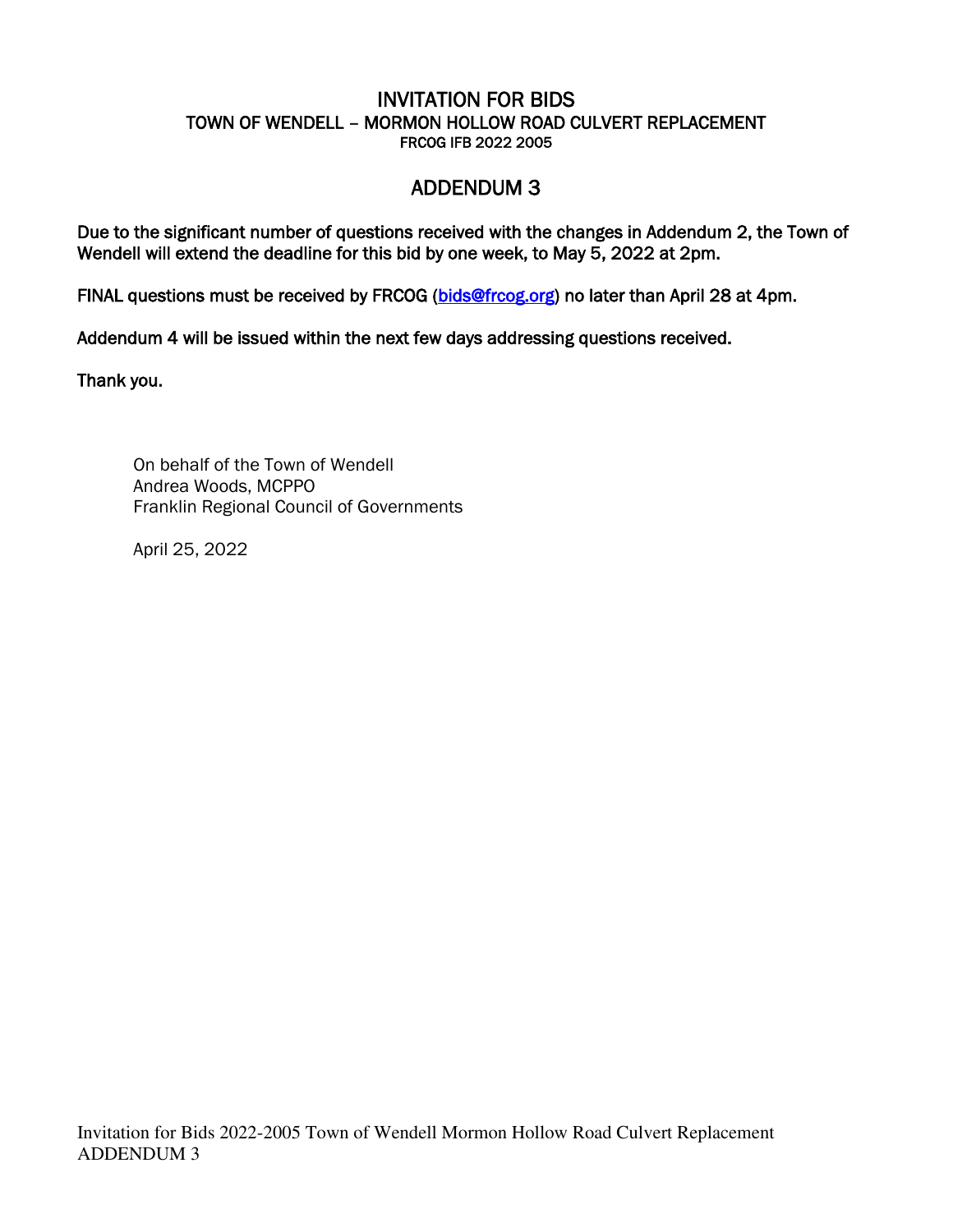# INVITATION FOR BIDS

## TOWN OF WENDELL – MORMON HOLLOW ROAD CULVERT REPLACEMENT

FRCOG IFB 2022 2005

## ADDENDUM 3

Due to the significant number of questions received with the changes in Addendum 2, the Town of Wendell will extend the deadline for this bid by one week, to May 5, 2022 at 2pm.

FINAL questions must be received by FRCOG (bids@frcog.org) no later than April 28 at 4pm.

Addendum 4 will be issued within the next few days addressing questions received.

Thank you.

On behalf of the Town of Wendell
Andrea Woods, MCPPO
Franklin Regional Council of Governments

April 25, 2022